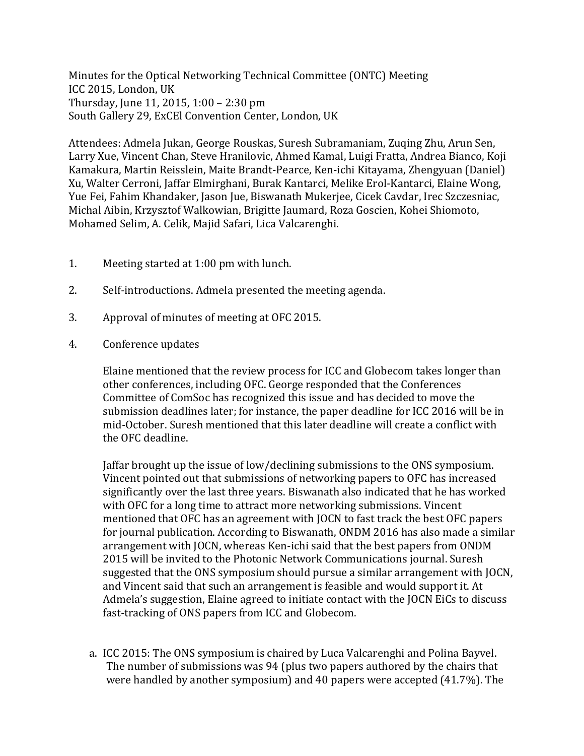Minutes for the Optical Networking Technical Committee (ONTC) Meeting
ICC 2015, London, UK
Thursday, June 11, 2015, 1:00 – 2:30 pm
South Gallery 29, ExCEl Convention Center, London, UK

Attendees: Admela Jukan, George Rouskas, Suresh Subramaniam, Zuqing Zhu, Arun Sen, Larry Xue, Vincent Chan, Steve Hranilovic, Ahmed Kamal, Luigi Fratta, Andrea Bianco, Koji Kamakura, Martin Reisslein, Maite Brandt-Pearce, Ken-ichi Kitayama, Zhengyuan (Daniel) Xu, Walter Cerroni, Jaffar Elmirghani, Burak Kantarci, Melike Erol-Kantarci, Elaine Wong, Yue Fei, Fahim Khandaker, Jason Jue, Biswanath Mukerjee, Cicek Cavdar, Irec Szczesniac, Michal Aibin, Krzysztof Walkowian, Brigitte Jaumard, Roza Goscien, Kohei Shiomoto, Mohamed Selim, A. Celik, Majid Safari, Lica Valcarenghi.

1. Meeting started at 1:00 pm with lunch.

2. Self-introductions. Admela presented the meeting agenda.

3. Approval of minutes of meeting at OFC 2015.

4. Conference updates

   Elaine mentioned that the review process for ICC and Globecom takes longer than other conferences, including OFC. George responded that the Conferences Committee of ComSoc has recognized this issue and has decided to move the submission deadlines later; for instance, the paper deadline for ICC 2016 will be in mid-October. Suresh mentioned that this later deadline will create a conflict with the OFC deadline.

   Jaffar brought up the issue of low/declining submissions to the ONS symposium. Vincent pointed out that submissions of networking papers to OFC has increased significantly over the last three years. Biswanath also indicated that he has worked with OFC for a long time to attract more networking submissions. Vincent mentioned that OFC has an agreement with JOCN to fast track the best OFC papers for journal publication. According to Biswanath, ONDM 2016 has also made a similar arrangement with JOCN, whereas Ken-ichi said that the best papers from ONDM 2015 will be invited to the Photonic Network Communications journal. Suresh suggested that the ONS symposium should pursue a similar arrangement with JOCN, and Vincent said that such an arrangement is feasible and would support it. At Admela's suggestion, Elaine agreed to initiate contact with the JOCN EiCs to discuss fast-tracking of ONS papers from ICC and Globecom.

   a. ICC 2015: The ONS symposium is chaired by Luca Valcarenghi and Polina Bayvel. The number of submissions was 94 (plus two papers authored by the chairs that were handled by another symposium) and 40 papers were accepted (41.7%). The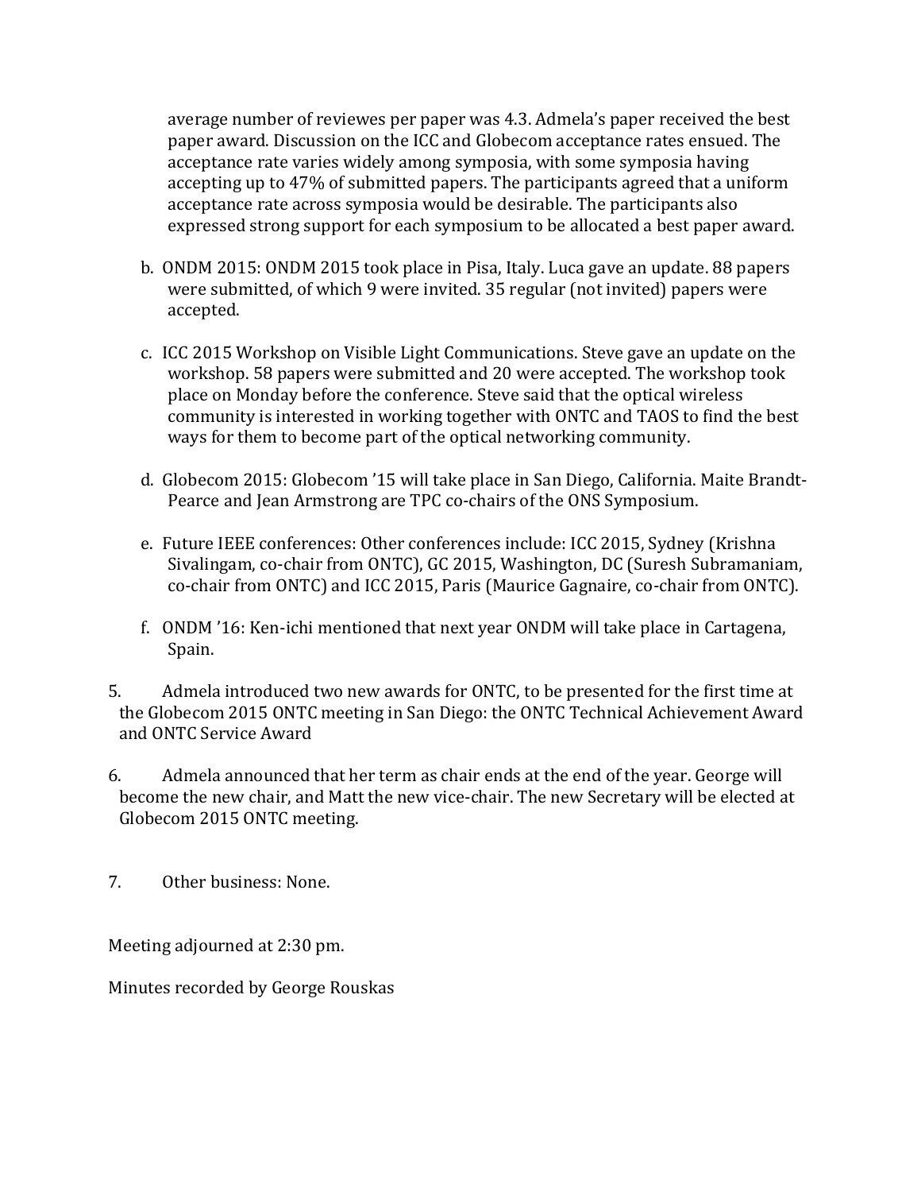average number of reviewes per paper was 4.3. Admela's paper received the best paper award. Discussion on the ICC and Globecom acceptance rates ensued. The acceptance rate varies widely among symposia, with some symposia having accepting up to 47% of submitted papers. The participants agreed that a uniform acceptance rate across symposia would be desirable. The participants also expressed strong support for each symposium to be allocated a best paper award.

b. ONDM 2015: ONDM 2015 took place in Pisa, Italy. Luca gave an update. 88 papers were submitted, of which 9 were invited. 35 regular (not invited) papers were accepted.

c. ICC 2015 Workshop on Visible Light Communications. Steve gave an update on the workshop. 58 papers were submitted and 20 were accepted. The workshop took place on Monday before the conference. Steve said that the optical wireless community is interested in working together with ONTC and TAOS to find the best ways for them to become part of the optical networking community.

d. Globecom 2015: Globecom '15 will take place in San Diego, California. Maite Brandt-Pearce and Jean Armstrong are TPC co-chairs of the ONS Symposium.

e. Future IEEE conferences: Other conferences include: ICC 2015, Sydney (Krishna Sivalingam, co-chair from ONTC), GC 2015, Washington, DC (Suresh Subramaniam, co-chair from ONTC) and ICC 2015, Paris (Maurice Gagnaire, co-chair from ONTC).

f. ONDM '16: Ken-ichi mentioned that next year ONDM will take place in Cartagena, Spain.

5. Admela introduced two new awards for ONTC, to be presented for the first time at the Globecom 2015 ONTC meeting in San Diego: the ONTC Technical Achievement Award and ONTC Service Award

6. Admela announced that her term as chair ends at the end of the year. George will become the new chair, and Matt the new vice-chair. The new Secretary will be elected at Globecom 2015 ONTC meeting.

7. Other business: None.

Meeting adjourned at 2:30 pm.

Minutes recorded by George Rouskas